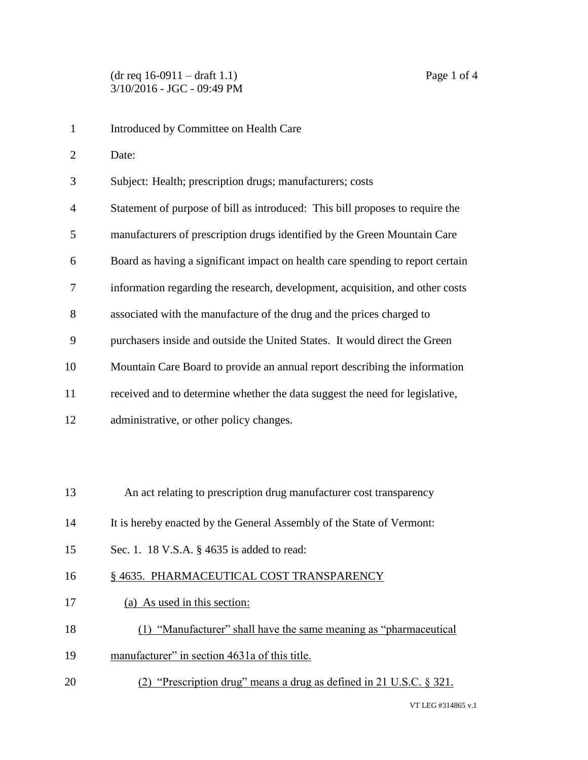(dr req 16-0911 – draft 1.1)
3/10/2016 - JGC - 09:49 PM

Introduced by Committee on Health Care

Date:

Subject: Health; prescription drugs; manufacturers; costs

Statement of purpose of bill as introduced: This bill proposes to require the manufacturers of prescription drugs identified by the Green Mountain Care Board as having a significant impact on health care spending to report certain information regarding the research, development, acquisition, and other costs associated with the manufacture of the drug and the prices charged to purchasers inside and outside the United States. It would direct the Green Mountain Care Board to provide an annual report describing the information received and to determine whether the data suggest the need for legislative, administrative, or other policy changes.

An act relating to prescription drug manufacturer cost transparency

It is hereby enacted by the General Assembly of the State of Vermont:

Sec. 1. 18 V.S.A. § 4635 is added to read:

§ 4635. PHARMACEUTICAL COST TRANSPARENCY

(a) As used in this section:

(1) "Manufacturer" shall have the same meaning as "pharmaceutical manufacturer" in section 4631a of this title.

(2) "Prescription drug" means a drug as defined in 21 U.S.C. § 321.

VT LEG #314865 v.1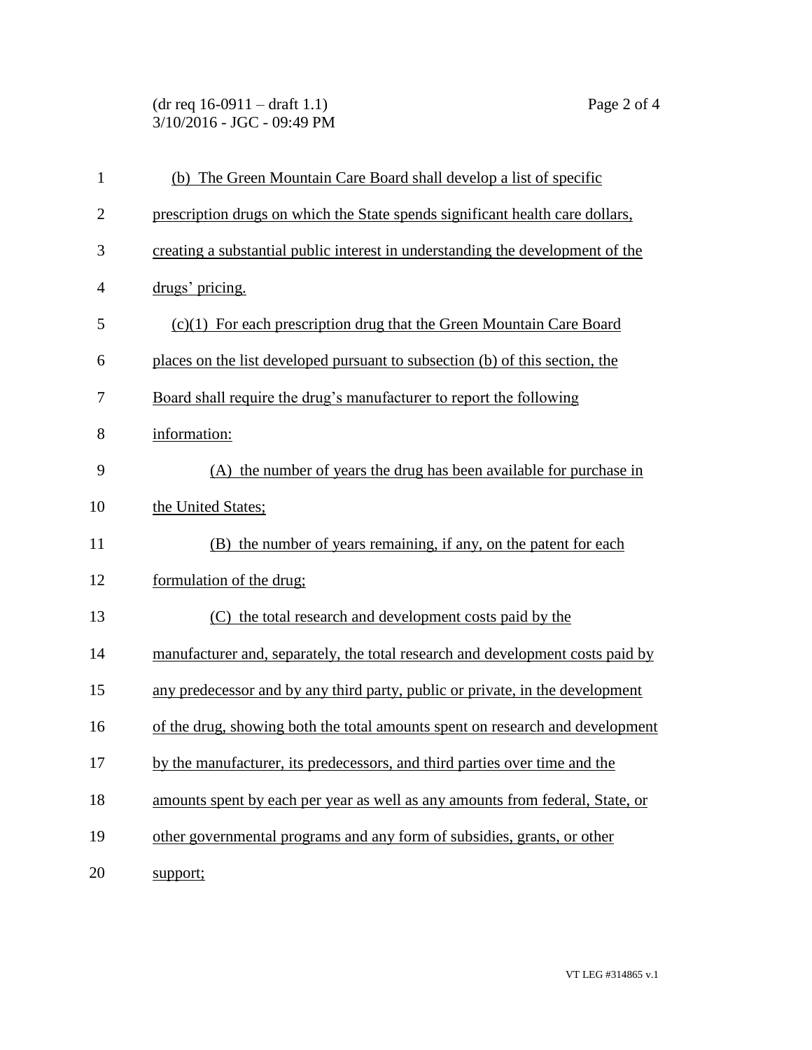(b) The Green Mountain Care Board shall develop a list of specific prescription drugs on which the State spends significant health care dollars, creating a substantial public interest in understanding the development of the drugs' pricing.

(c)(1) For each prescription drug that the Green Mountain Care Board places on the list developed pursuant to subsection (b) of this section, the Board shall require the drug's manufacturer to report the following information:

(A) the number of years the drug has been available for purchase in the United States;

(B) the number of years remaining, if any, on the patent for each formulation of the drug;

(C) the total research and development costs paid by the manufacturer and, separately, the total research and development costs paid by any predecessor and by any third party, public or private, in the development of the drug, showing both the total amounts spent on research and development by the manufacturer, its predecessors, and third parties over time and the amounts spent by each per year as well as any amounts from federal, State, or other governmental programs and any form of subsidies, grants, or other support;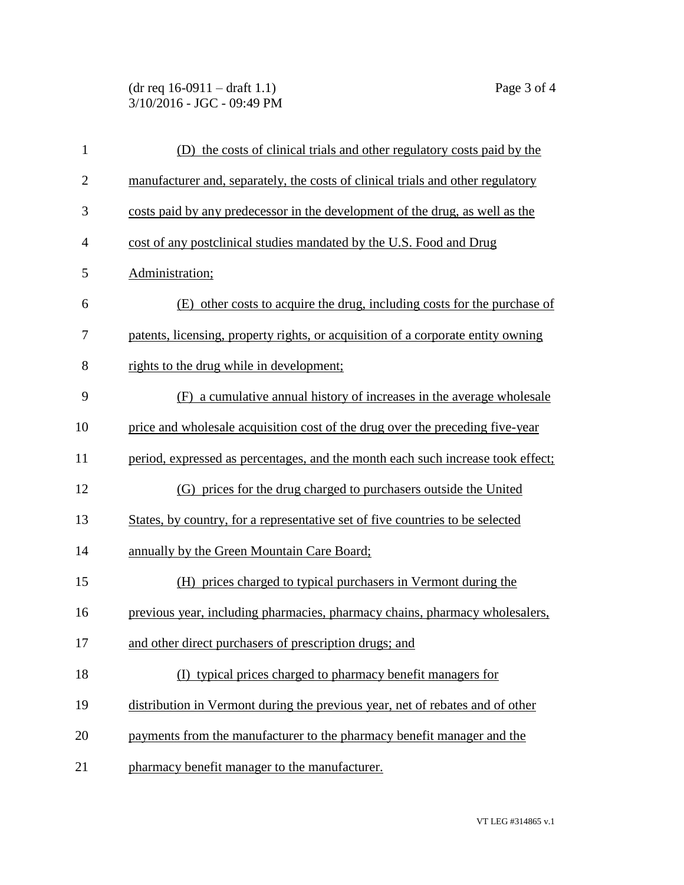(D) the costs of clinical trials and other regulatory costs paid by the manufacturer and, separately, the costs of clinical trials and other regulatory costs paid by any predecessor in the development of the drug, as well as the cost of any postclinical studies mandated by the U.S. Food and Drug Administration;

(E) other costs to acquire the drug, including costs for the purchase of patents, licensing, property rights, or acquisition of a corporate entity owning rights to the drug while in development;

(F) a cumulative annual history of increases in the average wholesale price and wholesale acquisition cost of the drug over the preceding five-year period, expressed as percentages, and the month each such increase took effect;

(G) prices for the drug charged to purchasers outside the United States, by country, for a representative set of five countries to be selected annually by the Green Mountain Care Board;

(H) prices charged to typical purchasers in Vermont during the previous year, including pharmacies, pharmacy chains, pharmacy wholesalers, and other direct purchasers of prescription drugs; and

(I) typical prices charged to pharmacy benefit managers for distribution in Vermont during the previous year, net of rebates and of other payments from the manufacturer to the pharmacy benefit manager and the pharmacy benefit manager to the manufacturer.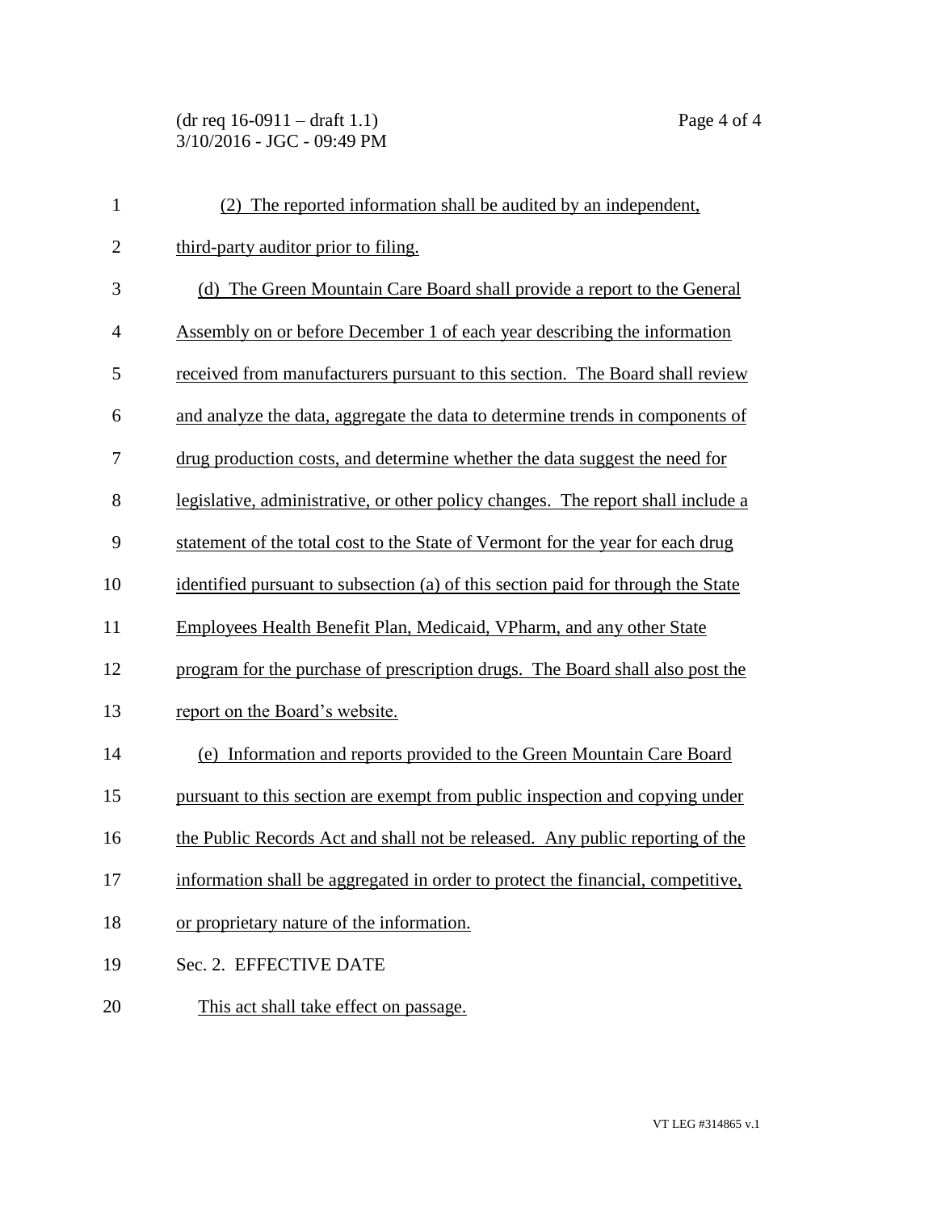(2) The reported information shall be audited by an independent, third-party auditor prior to filing.

(d) The Green Mountain Care Board shall provide a report to the General Assembly on or before December 1 of each year describing the information received from manufacturers pursuant to this section. The Board shall review and analyze the data, aggregate the data to determine trends in components of drug production costs, and determine whether the data suggest the need for legislative, administrative, or other policy changes. The report shall include a statement of the total cost to the State of Vermont for the year for each drug identified pursuant to subsection (a) of this section paid for through the State Employees Health Benefit Plan, Medicaid, VPharm, and any other State program for the purchase of prescription drugs. The Board shall also post the report on the Board's website.

(e) Information and reports provided to the Green Mountain Care Board pursuant to this section are exempt from public inspection and copying under the Public Records Act and shall not be released. Any public reporting of the information shall be aggregated in order to protect the financial, competitive, or proprietary nature of the information.

Sec. 2. EFFECTIVE DATE

This act shall take effect on passage.